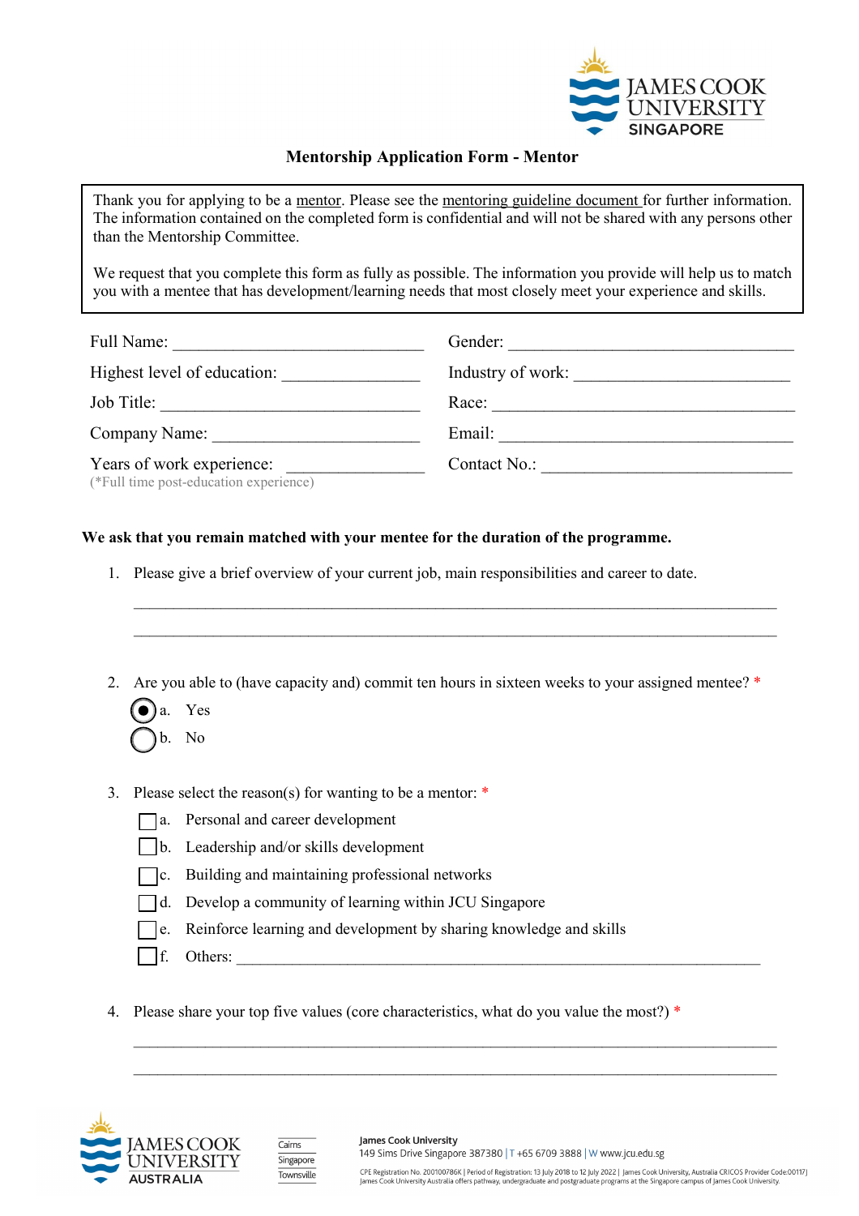# Mentorship Application Form - Mentor

Thank you for applying to be a mentor. Please see the mentoring guideline document for further information. The information contained on the completed form is confidential and will not be shared with any persons other than the Mentorship Committee.

We request that you complete this form as fully as possible. The information you provide will help us to match you with a mentee that has development/learning needs that most closely meet your experience and skills.

Full Name: ______________________________

Highest level of education: _______________

Job Title: ______________________________

Company Name: _______________________

Years of work experience: _______________
(*Full time post-education experience)

Gender: __________________________________

Industry of work: _________________________

Race: ____________________________________

Email: ___________________________________

Contact No.: _____________________________

**We ask that you remain matched with your mentee for the duration of the programme.**

1. Please give a brief overview of your current job, main responsibilities and career to date.

   ___________________________________________________________________________

   ___________________________________________________________________________

2. Are you able to (have capacity and) commit ten hours in sixteen weeks to your assigned mentee? *

   - (●) a. Yes
   - ( ) b. No

3. Please select the reason(s) for wanting to be a mentor: *

   - [ ] a. Personal and career development
   - [ ] b. Leadership and/or skills development
   - [ ] c. Building and maintaining professional networks
   - [ ] d. Develop a community of learning within JCU Singapore
   - [ ] e. Reinforce learning and development by sharing knowledge and skills
   - [ ] f. Others: ______________________________________________________________

4. Please share your top five values (core characteristics, what do you value the most?) *

   ___________________________________________________________________________

   ___________________________________________________________________________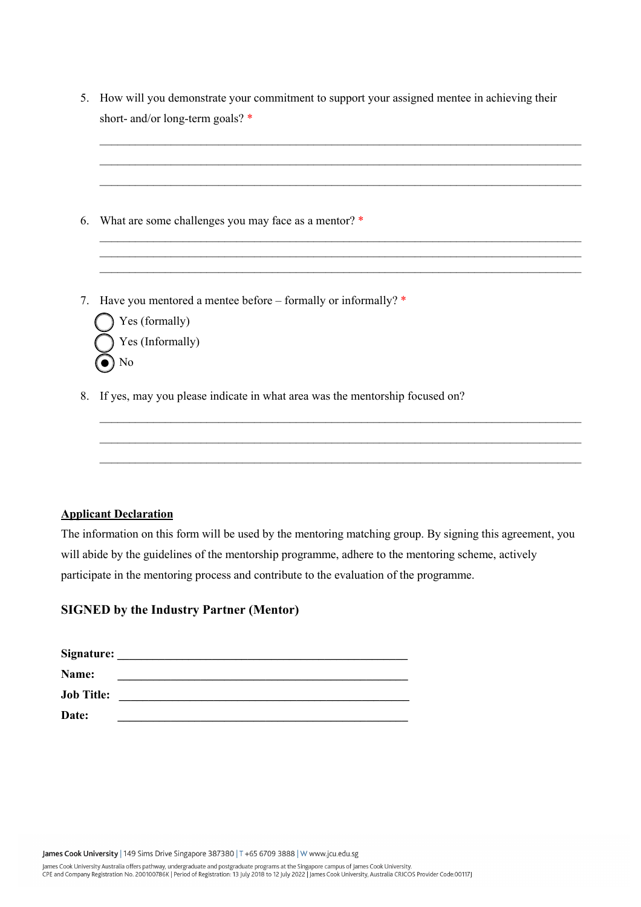5. How will you demonstrate your commitment to support your assigned mentee in achieving their short- and/or long-term goals? *

_______________________________________________________________________________

_______________________________________________________________________________

_______________________________________________________________________________

6. What are some challenges you may face as a mentor? *

_______________________________________________________________________________

_______________________________________________________________________________

_______________________________________________________________________________

7. Have you mentored a mentee before – formally or informally? *

   - ○ Yes (formally)
   - ○ Yes (Informally)
   - ◉ No

8. If yes, may you please indicate in what area was the mentorship focused on?

_______________________________________________________________________________

_______________________________________________________________________________

_______________________________________________________________________________

**Applicant Declaration**

The information on this form will be used by the mentoring matching group. By signing this agreement, you will abide by the guidelines of the mentorship programme, adhere to the mentoring scheme, actively participate in the mentoring process and contribute to the evaluation of the programme.

**SIGNED by the Industry Partner (Mentor)**

**Signature:** ______________________________________________

**Name:** ______________________________________________

**Job Title:** ______________________________________________

**Date:** ______________________________________________

**James Cook University** | 149 Sims Drive Singapore 387380 | T +65 6709 3888 | W www.jcu.edu.sg

James Cook University Australia offers pathway, undergraduate and postgraduate programs at the Singapore campus of James Cook University.
CPE and Company Registration No. 200100786K | Period of Registration: 13 July 2018 to 12 July 2022 | James Cook University, Australia CRICOS Provider Code:00117J